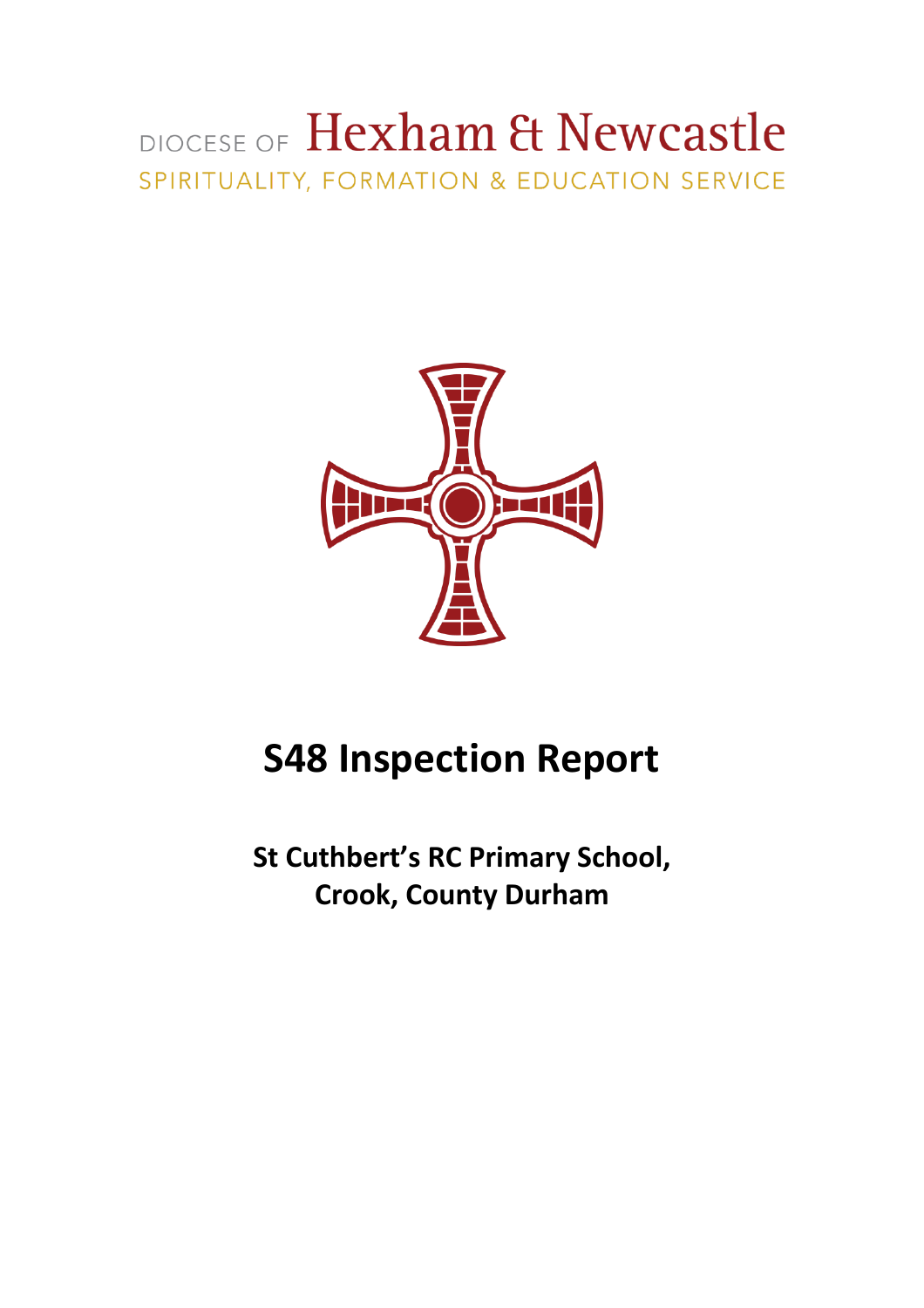DIOCESE OF **Hexham & Newcastle**

SPIRITUALITY, FORMATION & EDUCATION SERVICE

# S48 Inspection Report

**St Cuthbert's RC Primary School, Crook, County Durham**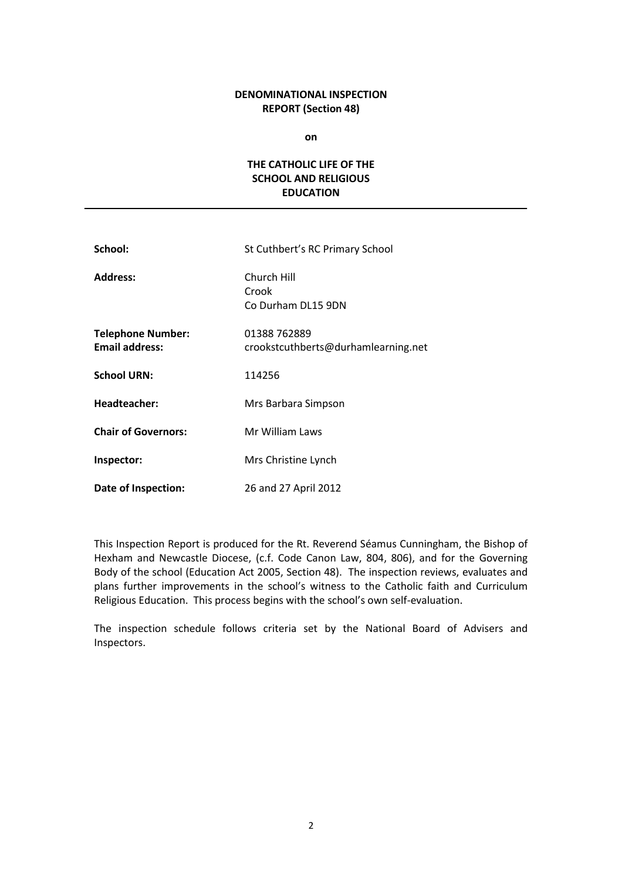**DENOMINATIONAL INSPECTION REPORT (Section 48)**

**on**

**THE CATHOLIC LIFE OF THE SCHOOL AND RELIGIOUS EDUCATION**

---

| | |
|---|---|
| **School:** | St Cuthbert's RC Primary School |
| **Address:** | Church Hill<br>Crook<br>Co Durham DL15 9DN |
| **Telephone Number:** | 01388 762889 |
| **Email address:** | crookstcuthberts@durhamlearning.net |
| **School URN:** | 114256 |
| **Headteacher:** | Mrs Barbara Simpson |
| **Chair of Governors:** | Mr William Laws |
| **Inspector:** | Mrs Christine Lynch |
| **Date of Inspection:** | 26 and 27 April 2012 |

This Inspection Report is produced for the Rt. Reverend Séamus Cunningham, the Bishop of Hexham and Newcastle Diocese, (c.f. Code Canon Law, 804, 806), and for the Governing Body of the school (Education Act 2005, Section 48). The inspection reviews, evaluates and plans further improvements in the school's witness to the Catholic faith and Curriculum Religious Education. This process begins with the school's own self-evaluation.

The inspection schedule follows criteria set by the National Board of Advisers and Inspectors.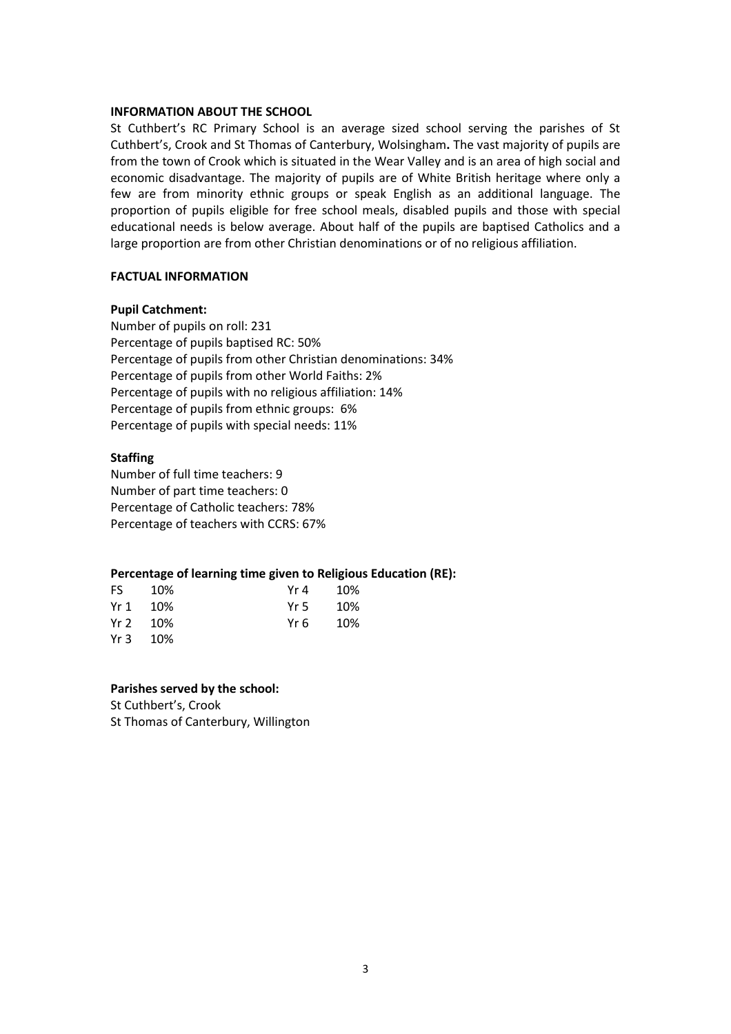## INFORMATION ABOUT THE SCHOOL

St Cuthbert's RC Primary School is an average sized school serving the parishes of St Cuthbert's, Crook and St Thomas of Canterbury, Wolsingham**.** The vast majority of pupils are from the town of Crook which is situated in the Wear Valley and is an area of high social and economic disadvantage. The majority of pupils are of White British heritage where only a few are from minority ethnic groups or speak English as an additional language. The proportion of pupils eligible for free school meals, disabled pupils and those with special educational needs is below average. About half of the pupils are baptised Catholics and a large proportion are from other Christian denominations or of no religious affiliation.

## FACTUAL INFORMATION

### Pupil Catchment:

Number of pupils on roll: 231
Percentage of pupils baptised RC: 50%
Percentage of pupils from other Christian denominations: 34%
Percentage of pupils from other World Faiths: 2%
Percentage of pupils with no religious affiliation: 14%
Percentage of pupils from ethnic groups: 6%
Percentage of pupils with special needs: 11%

### Staffing

Number of full time teachers: 9
Number of part time teachers: 0
Percentage of Catholic teachers: 78%
Percentage of teachers with CCRS: 67%

### Percentage of learning time given to Religious Education (RE):

| | | | |
|---|---|---|---|
| FS | 10% | Yr 4 | 10% |
| Yr 1 | 10% | Yr 5 | 10% |
| Yr 2 | 10% | Yr 6 | 10% |
| Yr 3 | 10% | | |

### Parishes served by the school:

St Cuthbert's, Crook
St Thomas of Canterbury, Willington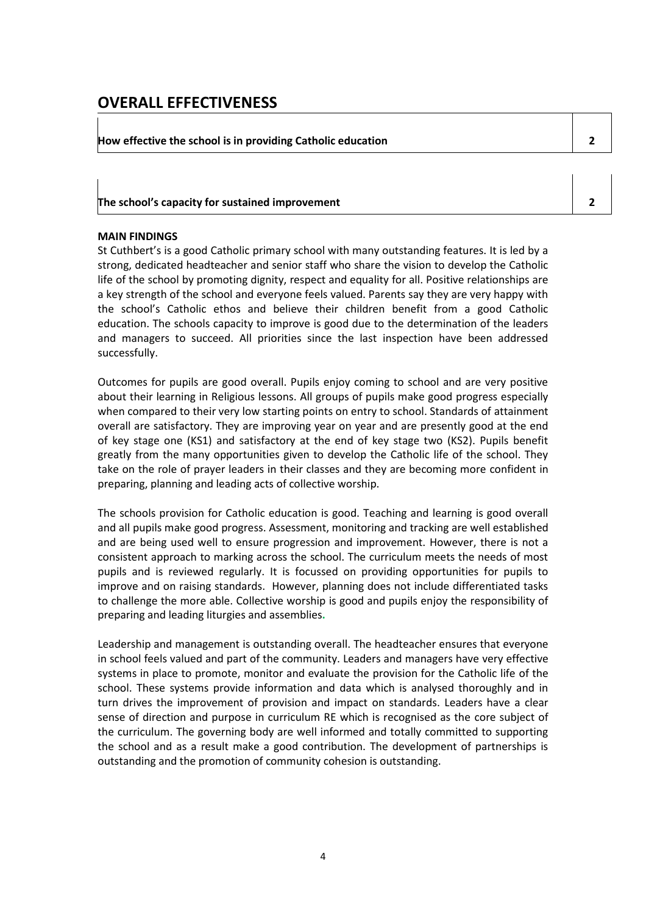# OVERALL EFFECTIVENESS

| How effective the school is in providing Catholic education | 2 |
| --- | --- |

| The school's capacity for sustained improvement | 2 |
| --- | --- |

**MAIN FINDINGS**

St Cuthbert's is a good Catholic primary school with many outstanding features. It is led by a strong, dedicated headteacher and senior staff who share the vision to develop the Catholic life of the school by promoting dignity, respect and equality for all. Positive relationships are a key strength of the school and everyone feels valued. Parents say they are very happy with the school's Catholic ethos and believe their children benefit from a good Catholic education. The schools capacity to improve is good due to the determination of the leaders and managers to succeed. All priorities since the last inspection have been addressed successfully.

Outcomes for pupils are good overall. Pupils enjoy coming to school and are very positive about their learning in Religious lessons. All groups of pupils make good progress especially when compared to their very low starting points on entry to school. Standards of attainment overall are satisfactory. They are improving year on year and are presently good at the end of key stage one (KS1) and satisfactory at the end of key stage two (KS2). Pupils benefit greatly from the many opportunities given to develop the Catholic life of the school. They take on the role of prayer leaders in their classes and they are becoming more confident in preparing, planning and leading acts of collective worship.

The schools provision for Catholic education is good. Teaching and learning is good overall and all pupils make good progress. Assessment, monitoring and tracking are well established and are being used well to ensure progression and improvement. However, there is not a consistent approach to marking across the school. The curriculum meets the needs of most pupils and is reviewed regularly. It is focussed on providing opportunities for pupils to improve and on raising standards. However, planning does not include differentiated tasks to challenge the more able. Collective worship is good and pupils enjoy the responsibility of preparing and leading liturgies and assemblies.

Leadership and management is outstanding overall. The headteacher ensures that everyone in school feels valued and part of the community. Leaders and managers have very effective systems in place to promote, monitor and evaluate the provision for the Catholic life of the school. These systems provide information and data which is analysed thoroughly and in turn drives the improvement of provision and impact on standards. Leaders have a clear sense of direction and purpose in curriculum RE which is recognised as the core subject of the curriculum. The governing body are well informed and totally committed to supporting the school and as a result make a good contribution. The development of partnerships is outstanding and the promotion of community cohesion is outstanding.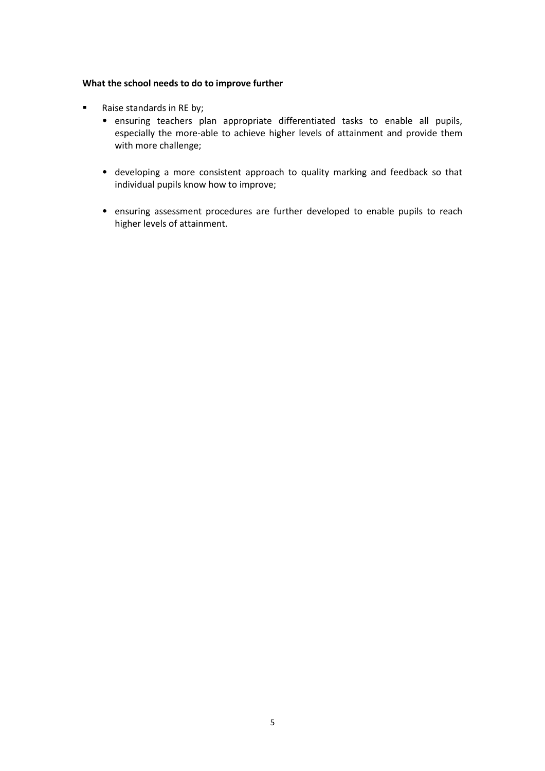**What the school needs to do to improve further**

- Raise standards in RE by;
  - ensuring teachers plan appropriate differentiated tasks to enable all pupils, especially the more-able to achieve higher levels of attainment and provide them with more challenge;
  - developing a more consistent approach to quality marking and feedback so that individual pupils know how to improve;
  - ensuring assessment procedures are further developed to enable pupils to reach higher levels of attainment.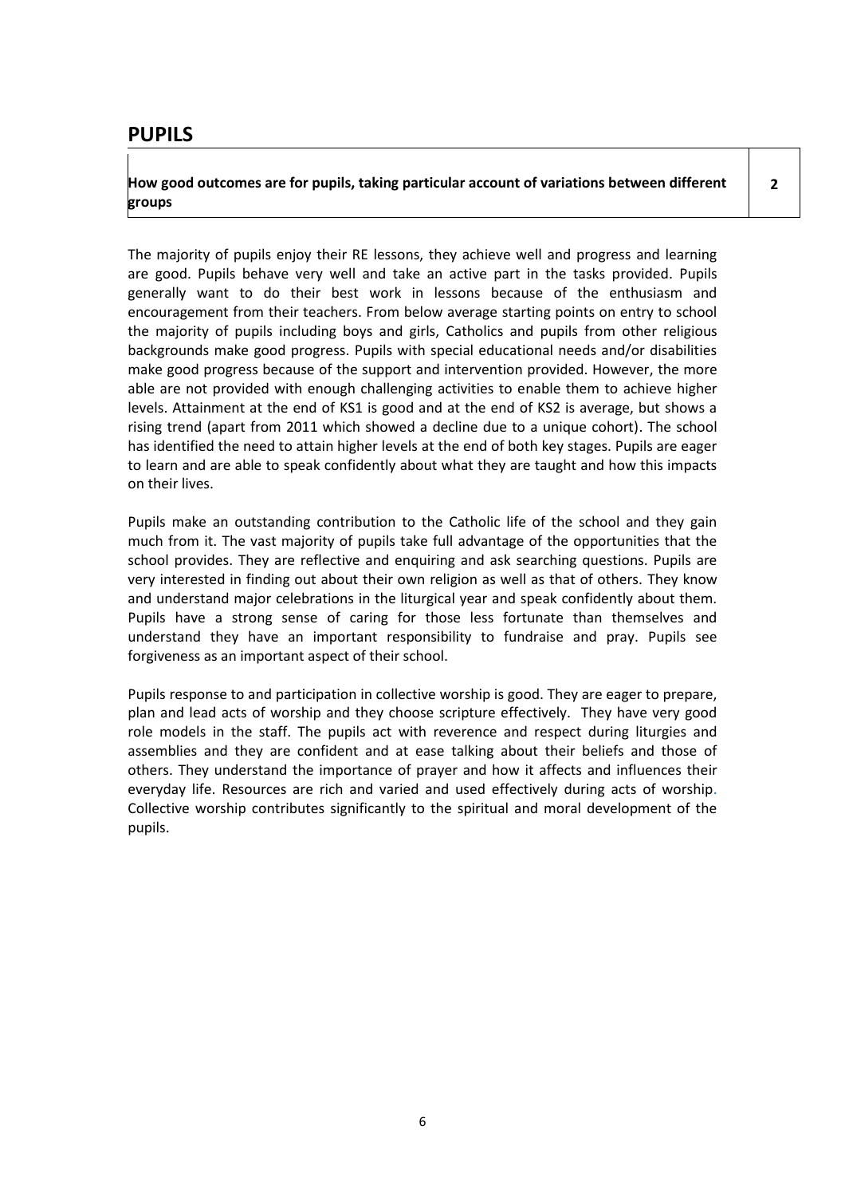## PUPILS

| How good outcomes are for pupils, taking particular account of variations between different groups | 2 |
|---|---|

The majority of pupils enjoy their RE lessons, they achieve well and progress and learning are good. Pupils behave very well and take an active part in the tasks provided. Pupils generally want to do their best work in lessons because of the enthusiasm and encouragement from their teachers. From below average starting points on entry to school the majority of pupils including boys and girls, Catholics and pupils from other religious backgrounds make good progress. Pupils with special educational needs and/or disabilities make good progress because of the support and intervention provided. However, the more able are not provided with enough challenging activities to enable them to achieve higher levels. Attainment at the end of KS1 is good and at the end of KS2 is average, but shows a rising trend (apart from 2011 which showed a decline due to a unique cohort). The school has identified the need to attain higher levels at the end of both key stages. Pupils are eager to learn and are able to speak confidently about what they are taught and how this impacts on their lives.

Pupils make an outstanding contribution to the Catholic life of the school and they gain much from it. The vast majority of pupils take full advantage of the opportunities that the school provides. They are reflective and enquiring and ask searching questions. Pupils are very interested in finding out about their own religion as well as that of others. They know and understand major celebrations in the liturgical year and speak confidently about them. Pupils have a strong sense of caring for those less fortunate than themselves and understand they have an important responsibility to fundraise and pray. Pupils see forgiveness as an important aspect of their school.

Pupils response to and participation in collective worship is good. They are eager to prepare, plan and lead acts of worship and they choose scripture effectively. They have very good role models in the staff. The pupils act with reverence and respect during liturgies and assemblies and they are confident and at ease talking about their beliefs and those of others. They understand the importance of prayer and how it affects and influences their everyday life. Resources are rich and varied and used effectively during acts of worship. Collective worship contributes significantly to the spiritual and moral development of the pupils.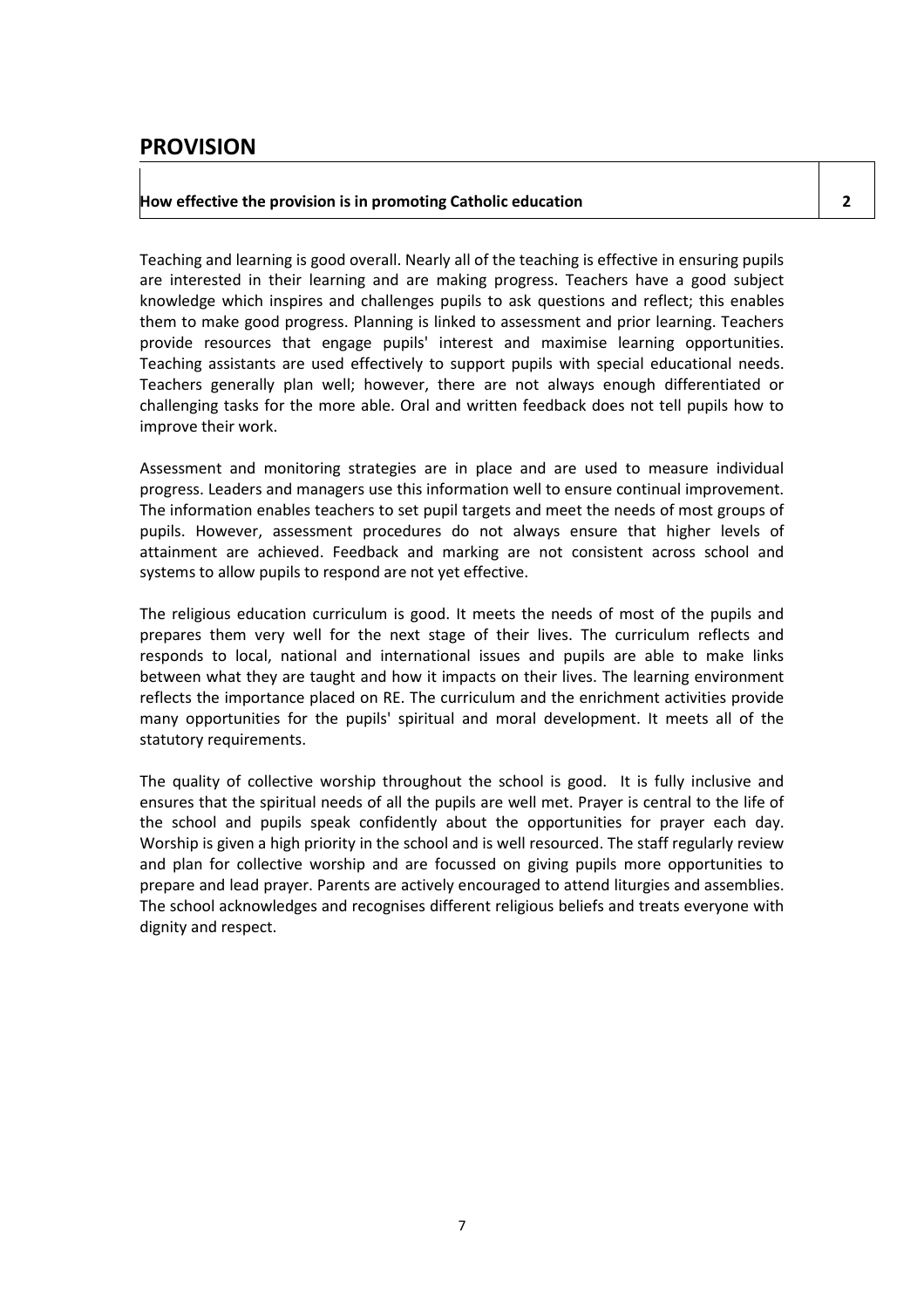## PROVISION

| How effective the provision is in promoting Catholic education | 2 |
| --- | --- |

Teaching and learning is good overall. Nearly all of the teaching is effective in ensuring pupils are interested in their learning and are making progress. Teachers have a good subject knowledge which inspires and challenges pupils to ask questions and reflect; this enables them to make good progress. Planning is linked to assessment and prior learning. Teachers provide resources that engage pupils' interest and maximise learning opportunities. Teaching assistants are used effectively to support pupils with special educational needs. Teachers generally plan well; however, there are not always enough differentiated or challenging tasks for the more able. Oral and written feedback does not tell pupils how to improve their work.

Assessment and monitoring strategies are in place and are used to measure individual progress. Leaders and managers use this information well to ensure continual improvement. The information enables teachers to set pupil targets and meet the needs of most groups of pupils. However, assessment procedures do not always ensure that higher levels of attainment are achieved. Feedback and marking are not consistent across school and systems to allow pupils to respond are not yet effective.

The religious education curriculum is good. It meets the needs of most of the pupils and prepares them very well for the next stage of their lives. The curriculum reflects and responds to local, national and international issues and pupils are able to make links between what they are taught and how it impacts on their lives. The learning environment reflects the importance placed on RE. The curriculum and the enrichment activities provide many opportunities for the pupils' spiritual and moral development. It meets all of the statutory requirements.

The quality of collective worship throughout the school is good. It is fully inclusive and ensures that the spiritual needs of all the pupils are well met. Prayer is central to the life of the school and pupils speak confidently about the opportunities for prayer each day. Worship is given a high priority in the school and is well resourced. The staff regularly review and plan for collective worship and are focussed on giving pupils more opportunities to prepare and lead prayer. Parents are actively encouraged to attend liturgies and assemblies. The school acknowledges and recognises different religious beliefs and treats everyone with dignity and respect.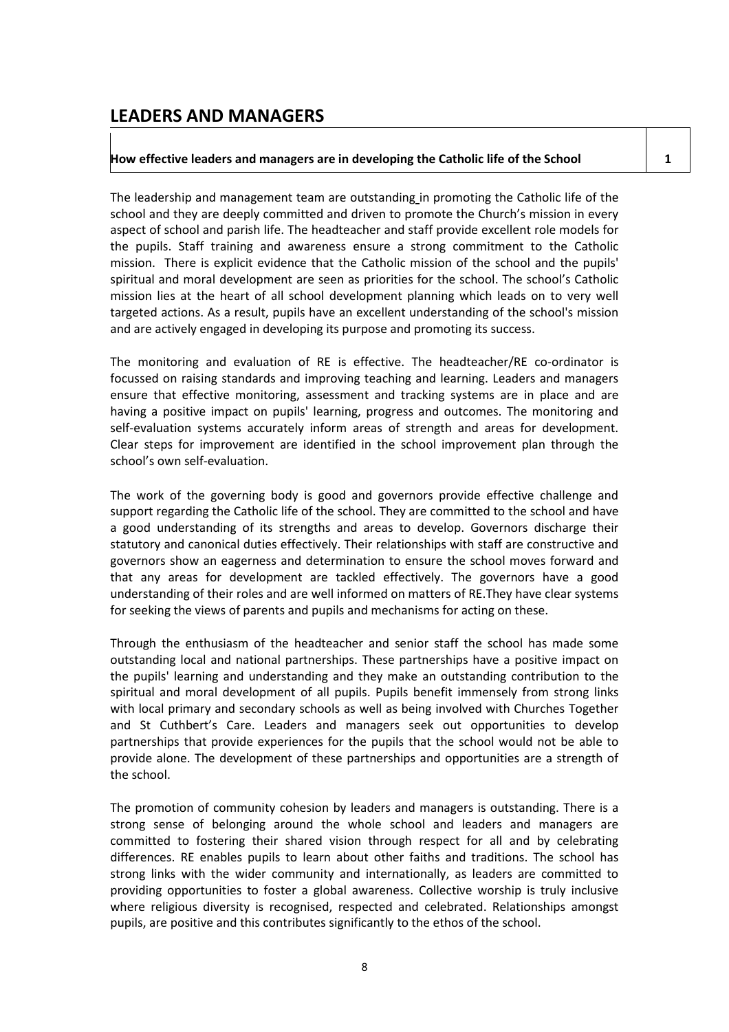## LEADERS AND MANAGERS

| How effective leaders and managers are in developing the Catholic life of the School | 1 |
|---|---|

The leadership and management team are outstanding in promoting the Catholic life of the school and they are deeply committed and driven to promote the Church's mission in every aspect of school and parish life. The headteacher and staff provide excellent role models for the pupils. Staff training and awareness ensure a strong commitment to the Catholic mission. There is explicit evidence that the Catholic mission of the school and the pupils' spiritual and moral development are seen as priorities for the school. The school's Catholic mission lies at the heart of all school development planning which leads on to very well targeted actions. As a result, pupils have an excellent understanding of the school's mission and are actively engaged in developing its purpose and promoting its success.

The monitoring and evaluation of RE is effective. The headteacher/RE co-ordinator is focussed on raising standards and improving teaching and learning. Leaders and managers ensure that effective monitoring, assessment and tracking systems are in place and are having a positive impact on pupils' learning, progress and outcomes. The monitoring and self-evaluation systems accurately inform areas of strength and areas for development. Clear steps for improvement are identified in the school improvement plan through the school's own self-evaluation.

The work of the governing body is good and governors provide effective challenge and support regarding the Catholic life of the school. They are committed to the school and have a good understanding of its strengths and areas to develop. Governors discharge their statutory and canonical duties effectively. Their relationships with staff are constructive and governors show an eagerness and determination to ensure the school moves forward and that any areas for development are tackled effectively. The governors have a good understanding of their roles and are well informed on matters of RE.They have clear systems for seeking the views of parents and pupils and mechanisms for acting on these.

Through the enthusiasm of the headteacher and senior staff the school has made some outstanding local and national partnerships. These partnerships have a positive impact on the pupils' learning and understanding and they make an outstanding contribution to the spiritual and moral development of all pupils. Pupils benefit immensely from strong links with local primary and secondary schools as well as being involved with Churches Together and St Cuthbert's Care. Leaders and managers seek out opportunities to develop partnerships that provide experiences for the pupils that the school would not be able to provide alone. The development of these partnerships and opportunities are a strength of the school.

The promotion of community cohesion by leaders and managers is outstanding. There is a strong sense of belonging around the whole school and leaders and managers are committed to fostering their shared vision through respect for all and by celebrating differences. RE enables pupils to learn about other faiths and traditions. The school has strong links with the wider community and internationally, as leaders are committed to providing opportunities to foster a global awareness. Collective worship is truly inclusive where religious diversity is recognised, respected and celebrated. Relationships amongst pupils, are positive and this contributes significantly to the ethos of the school.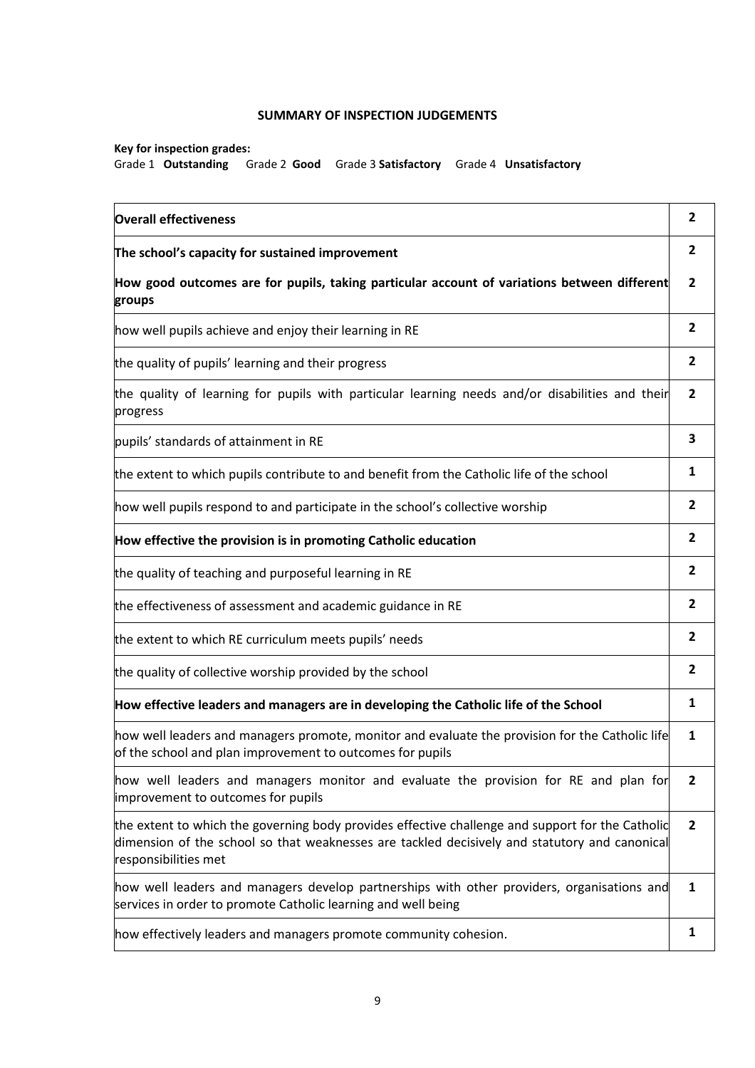## SUMMARY OF INSPECTION JUDGEMENTS

**Key for inspection grades:**
Grade 1 **Outstanding** Grade 2 **Good** Grade 3 **Satisfactory** Grade 4 **Unsatisfactory**

| | |
|---|---|
| **Overall effectiveness** | **2** |
| **The school's capacity for sustained improvement** | **2** |
| **How good outcomes are for pupils, taking particular account of variations between different groups** | **2** |
| how well pupils achieve and enjoy their learning in RE | **2** |
| the quality of pupils' learning and their progress | **2** |
| the quality of learning for pupils with particular learning needs and/or disabilities and their progress | **2** |
| pupils' standards of attainment in RE | **3** |
| the extent to which pupils contribute to and benefit from the Catholic life of the school | **1** |
| how well pupils respond to and participate in the school's collective worship | **2** |
| **How effective the provision is in promoting Catholic education** | **2** |
| the quality of teaching and purposeful learning in RE | **2** |
| the effectiveness of assessment and academic guidance in RE | **2** |
| the extent to which RE curriculum meets pupils' needs | **2** |
| the quality of collective worship provided by the school | **2** |
| **How effective leaders and managers are in developing the Catholic life of the School** | **1** |
| how well leaders and managers promote, monitor and evaluate the provision for the Catholic life of the school and plan improvement to outcomes for pupils | **1** |
| how well leaders and managers monitor and evaluate the provision for RE and plan for improvement to outcomes for pupils | **2** |
| the extent to which the governing body provides effective challenge and support for the Catholic dimension of the school so that weaknesses are tackled decisively and statutory and canonical responsibilities met | **2** |
| how well leaders and managers develop partnerships with other providers, organisations and services in order to promote Catholic learning and well being | **1** |
| how effectively leaders and managers promote community cohesion. | **1** |